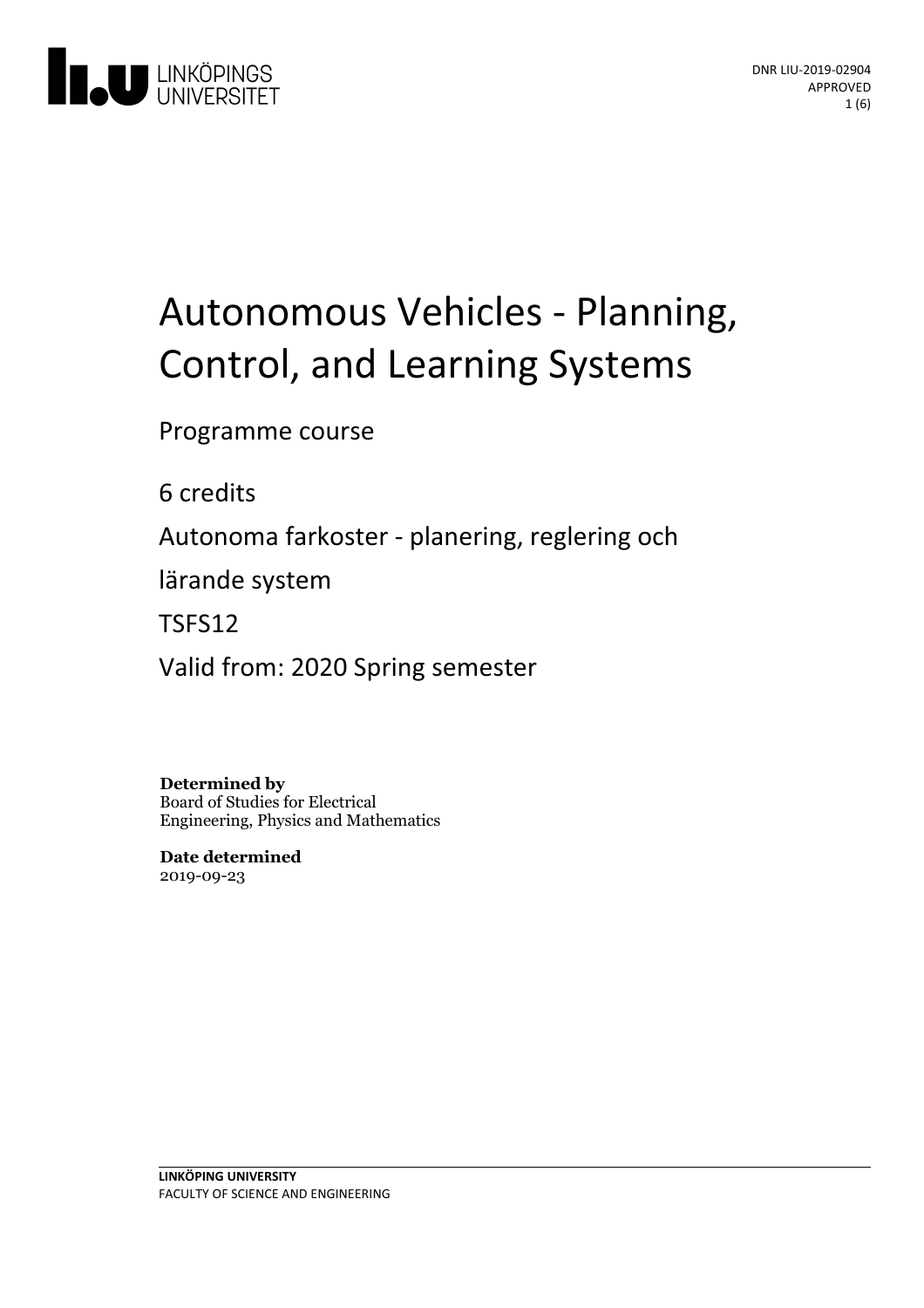LINKÖPINGS UNIVERSITET

DNR LIU-2019-02904
APPROVED

# Autonomous Vehicles - Planning, Control, and Learning Systems

Programme course

6 credits

Autonoma farkoster - planering, reglering och lärande system

TSFS12

Valid from: 2020 Spring semester

**Determined by**
Board of Studies for Electrical Engineering, Physics and Mathematics

**Date determined**
2019-09-23

**LINKÖPING UNIVERSITY**
FACULTY OF SCIENCE AND ENGINEERING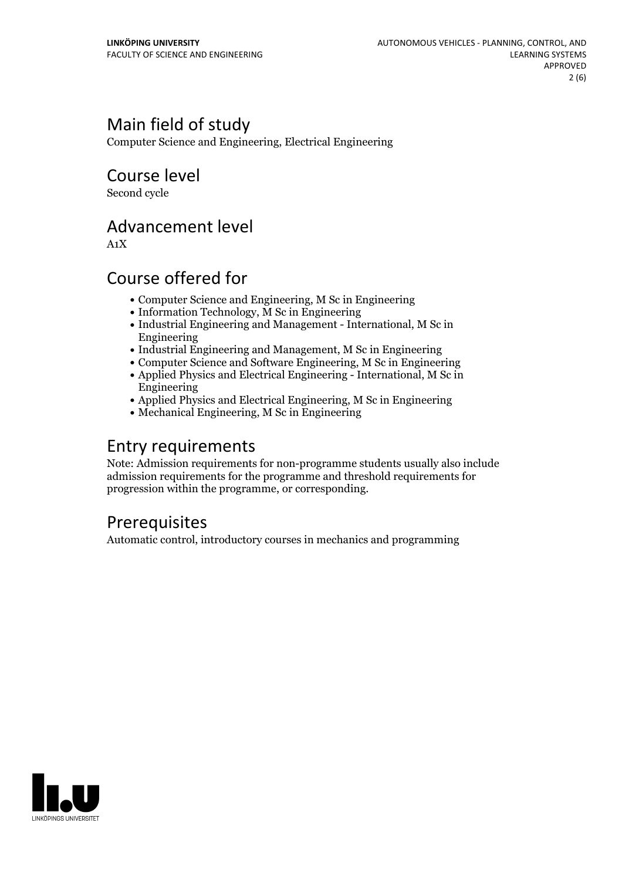# Main field of study

Computer Science and Engineering, Electrical Engineering

# Course level

Second cycle

# Advancement level

A1X

# Course offered for

- Computer Science and Engineering, M Sc in Engineering
- Information Technology, M Sc in Engineering
- Industrial Engineering and Management - International, M Sc in Engineering
- Industrial Engineering and Management, M Sc in Engineering
- Computer Science and Software Engineering, M Sc in Engineering
- Applied Physics and Electrical Engineering - International, M Sc in Engineering
- Applied Physics and Electrical Engineering, M Sc in Engineering
- Mechanical Engineering, M Sc in Engineering

# Entry requirements

Note: Admission requirements for non-programme students usually also include admission requirements for the programme and threshold requirements for progression within the programme, or corresponding.

# Prerequisites

Automatic control, introductory courses in mechanics and programming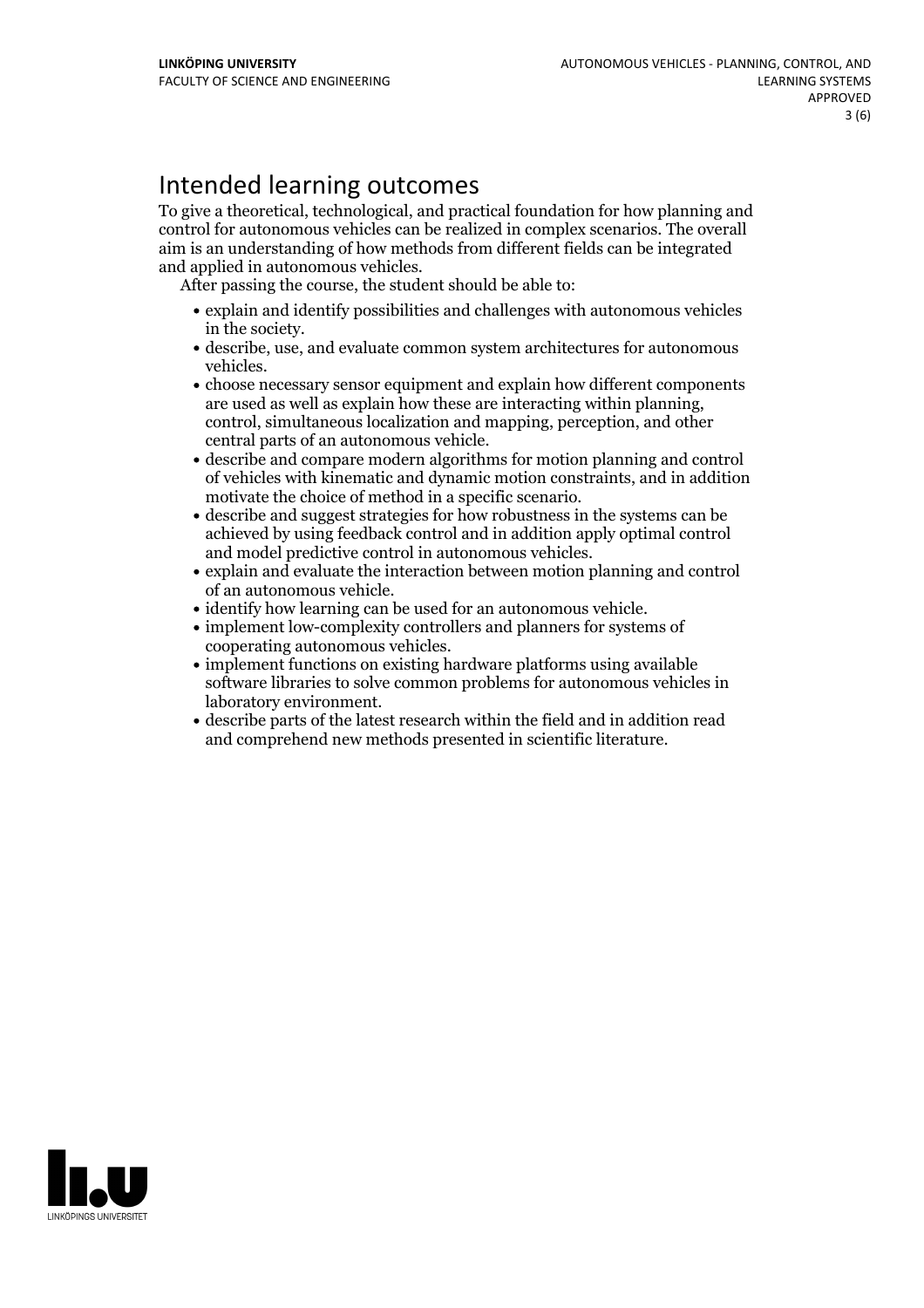# Intended learning outcomes

To give a theoretical, technological, and practical foundation for how planning and control for autonomous vehicles can be realized in complex scenarios. The overall aim is an understanding of how methods from different fields can be integrated and applied in autonomous vehicles.

After passing the course, the student should be able to:

- explain and identify possibilities and challenges with autonomous vehicles in the society.
- describe, use, and evaluate common system architectures for autonomous vehicles.
- choose necessary sensor equipment and explain how different components are used as well as explain how these are interacting within planning, control, simultaneous localization and mapping, perception, and other central parts of an autonomous vehicle.
- describe and compare modern algorithms for motion planning and control of vehicles with kinematic and dynamic motion constraints, and in addition motivate the choice of method in a specific scenario.
- describe and suggest strategies for how robustness in the systems can be achieved by using feedback control and in addition apply optimal control and model predictive control in autonomous vehicles.
- explain and evaluate the interaction between motion planning and control of an autonomous vehicle.
- identify how learning can be used for an autonomous vehicle.
- implement low-complexity controllers and planners for systems of cooperating autonomous vehicles.
- implement functions on existing hardware platforms using available software libraries to solve common problems for autonomous vehicles in laboratory environment.
- describe parts of the latest research within the field and in addition read and comprehend new methods presented in scientific literature.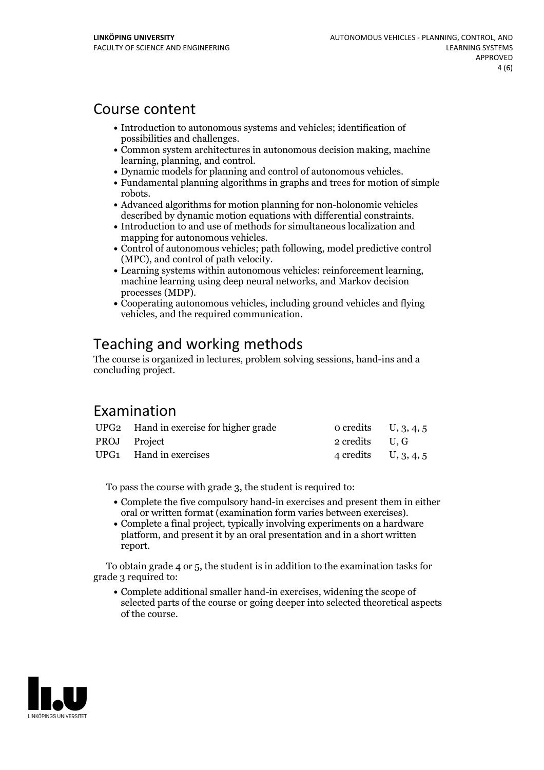## Course content

- Introduction to autonomous systems and vehicles; identification of possibilities and challenges.
- Common system architectures in autonomous decision making, machine learning, planning, and control.
- Dynamic models for planning and control of autonomous vehicles.
- Fundamental planning algorithms in graphs and trees for motion of simple robots.
- Advanced algorithms for motion planning for non-holonomic vehicles described by dynamic motion equations with differential constraints.
- Introduction to and use of methods for simultaneous localization and mapping for autonomous vehicles.
- Control of autonomous vehicles; path following, model predictive control (MPC), and control of path velocity.
- Learning systems within autonomous vehicles: reinforcement learning, machine learning using deep neural networks, and Markov decision processes (MDP).
- Cooperating autonomous vehicles, including ground vehicles and flying vehicles, and the required communication.

## Teaching and working methods

The course is organized in lectures, problem solving sessions, hand-ins and a concluding project.

## Examination

| | | | |
|---|---|---|---|
| UPG2 | Hand in exercise for higher grade | 0 credits | U, 3, 4, 5 |
| PROJ | Project | 2 credits | U, G |
| UPG1 | Hand in exercises | 4 credits | U, 3, 4, 5 |

To pass the course with grade 3, the student is required to:

- Complete the five compulsory hand-in exercises and present them in either oral or written format (examination form varies between exercises).
- Complete a final project, typically involving experiments on a hardware platform, and present it by an oral presentation and in a short written report.

To obtain grade 4 or 5, the student is in addition to the examination tasks for grade 3 required to:

- Complete additional smaller hand-in exercises, widening the scope of selected parts of the course or going deeper into selected theoretical aspects of the course.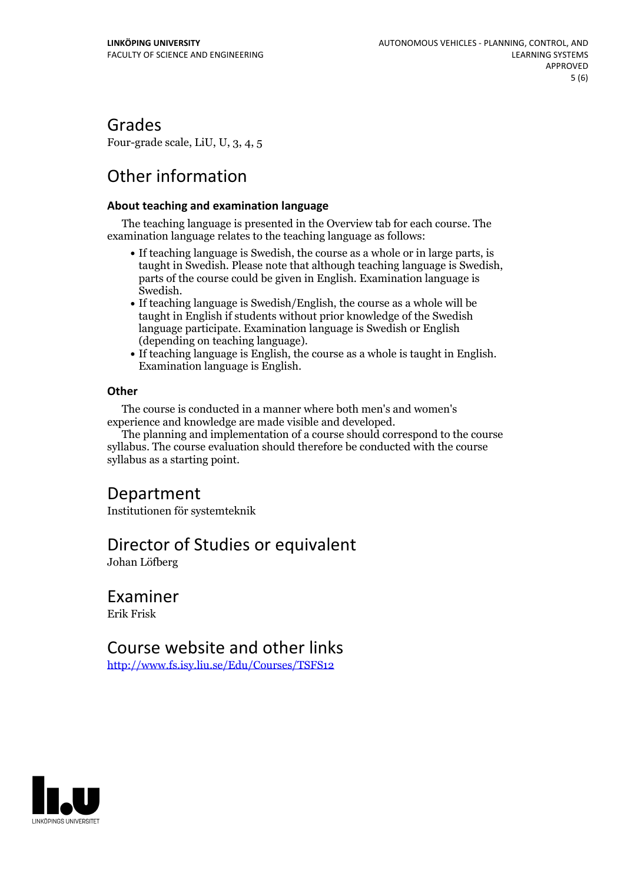## Grades

Four-grade scale, LiU, U, 3, 4, 5

## Other information

### About teaching and examination language

The teaching language is presented in the Overview tab for each course. The examination language relates to the teaching language as follows:

- If teaching language is Swedish, the course as a whole or in large parts, is taught in Swedish. Please note that although teaching language is Swedish, parts of the course could be given in English. Examination language is Swedish.
- If teaching language is Swedish/English, the course as a whole will be taught in English if students without prior knowledge of the Swedish language participate. Examination language is Swedish or English (depending on teaching language).
- If teaching language is English, the course as a whole is taught in English. Examination language is English.

### Other

The course is conducted in a manner where both men's and women's experience and knowledge are made visible and developed.

The planning and implementation of a course should correspond to the course syllabus. The course evaluation should therefore be conducted with the course syllabus as a starting point.

## Department

Institutionen för systemteknik

## Director of Studies or equivalent

Johan Löfberg

## Examiner

Erik Frisk

## Course website and other links

http://www.fs.isy.liu.se/Edu/Courses/TSFS12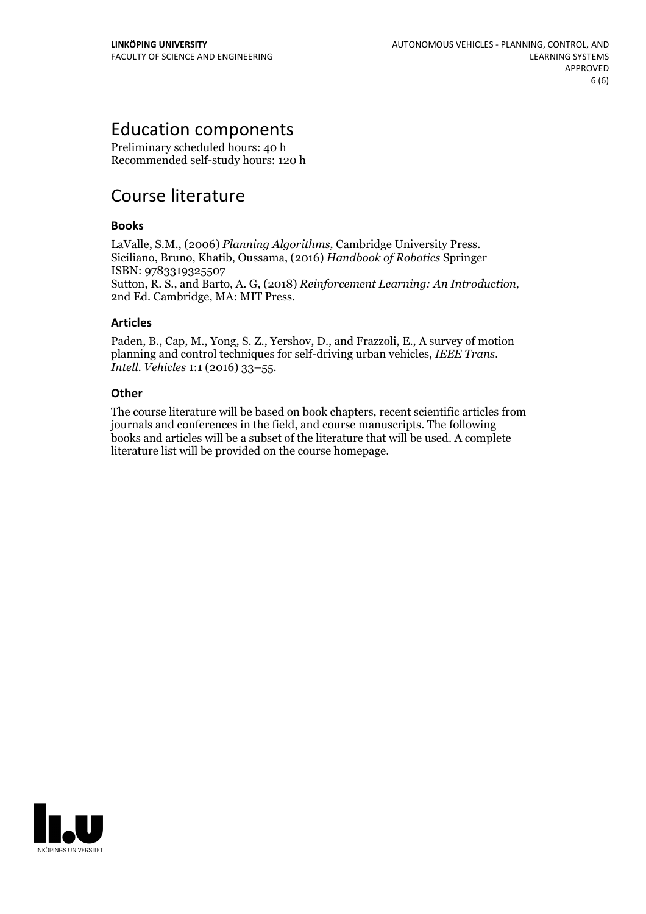## Education components

Preliminary scheduled hours: 40 h
Recommended self-study hours: 120 h

## Course literature

### Books

LaValle, S.M., (2006) *Planning Algorithms,* Cambridge University Press.
Siciliano, Bruno, Khatib, Oussama, (2016) *Handbook of Robotics* Springer
ISBN: 9783319325507
Sutton, R. S., and Barto, A. G, (2018) *Reinforcement Learning: An Introduction,* 2nd Ed. Cambridge, MA: MIT Press.

### Articles

Paden, B., Cap, M., Yong, S. Z., Yershov, D., and Frazzoli, E., A survey of motion planning and control techniques for self-driving urban vehicles, *IEEE Trans. Intell. Vehicles* 1:1 (2016) 33–55.

### Other

The course literature will be based on book chapters, recent scientific articles from journals and conferences in the field, and course manuscripts. The following books and articles will be a subset of the literature that will be used. A complete literature list will be provided on the course homepage.